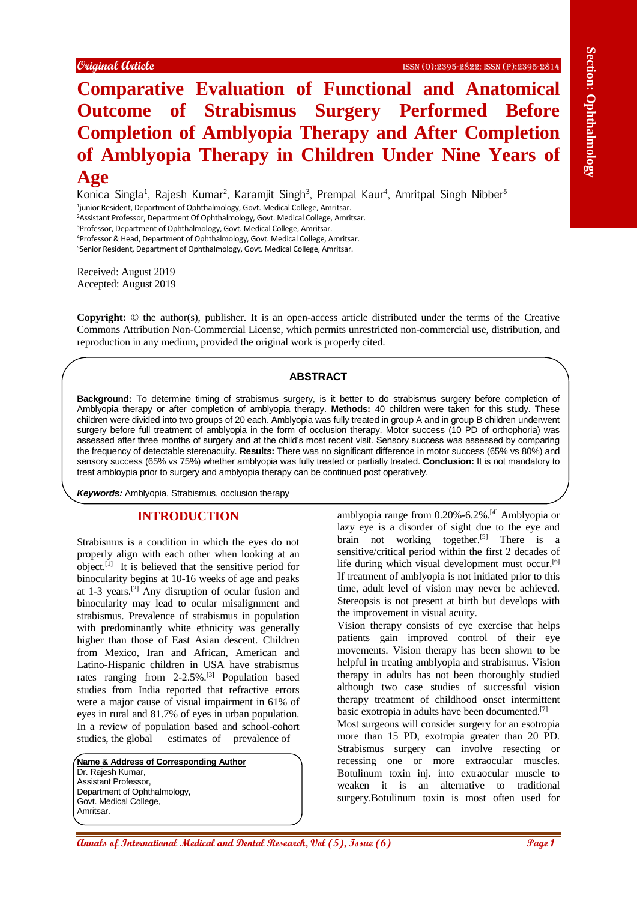Original Article

# Comparative Evaluation of Functional and Anatomical Outcome of Strabismus Surgery Performed Before Completion of Amblyopia Therapy and After Completion of Amblyopia Therapy in Children Under Nine Years of Age

Konica Singla[1], Rajesh Kumar[2], Karamjit Singh[3], Prempal Kaur[4], Amritpal Singh Nibber[5]

[1]junior Resident, Department of Ophthalmology, Govt. Medical College, Amritsar.
[2]Assistant Professor, Department Of Ophthalmology, Govt. Medical College, Amritsar.
[3]Professor, Department of Ophthalmology, Govt. Medical College, Amritsar.
[4]Professor & Head, Department of Ophthalmology, Govt. Medical College, Amritsar.
[5]Senior Resident, Department of Ophthalmology, Govt. Medical College, Amritsar.

Received: August 2019
Accepted: August 2019

**Copyright:** © the author(s), publisher. It is an open-access article distributed under the terms of the Creative Commons Attribution Non-Commercial License, which permits unrestricted non-commercial use, distribution, and reproduction in any medium, provided the original work is properly cited.

## ABSTRACT

**Background:** To determine timing of strabismus surgery, is it better to do strabismus surgery before completion of Amblyopia therapy or after completion of amblyopia therapy. **Methods:** 40 children were taken for this study. These children were divided into two groups of 20 each. Amblyopia was fully treated in group A and in group B children underwent surgery before full treatment of amblyopia in the form of occlusion therapy. Motor success (10 PD of orthophoria) was assessed after three months of surgery and at the child's most recent visit. Sensory success was assessed by comparing the frequency of detectable stereoacuity. **Results:** There was no significant difference in motor success (65% vs 80%) and sensory success (65% vs 75%) whether amblyopia was fully treated or partially treated. **Conclusion:** It is not mandatory to treat ambloypia prior to surgery and amblyopia therapy can be continued post operatively.

***Keywords:*** Amblyopia, Strabismus, occlusion therapy

## INTRODUCTION

Strabismus is a condition in which the eyes do not properly align with each other when looking at an object.[1] It is believed that the sensitive period for binocularity begins at 10-16 weeks of age and peaks at 1-3 years.[2] Any disruption of ocular fusion and binocularity may lead to ocular misalignment and strabismus. Prevalence of strabismus in population with predominantly white ethnicity was generally higher than those of East Asian descent. Children from Mexico, Iran and African, American and Latino-Hispanic children in USA have strabismus rates ranging from 2-2.5%.[3] Population based studies from India reported that refractive errors were a major cause of visual impairment in 61% of eyes in rural and 81.7% of eyes in urban population. In a review of population based and school-cohort studies, the global estimates of prevalence of amblyopia range from 0.20%-6.2%.[4] Amblyopia or lazy eye is a disorder of sight due to the eye and brain not working together.[5] There is a sensitive/critical period within the first 2 decades of life during which visual development must occur.[6] If treatment of amblyopia is not initiated prior to this time, adult level of vision may never be achieved. Stereopsis is not present at birth but develops with the improvement in visual acuity.

Vision therapy consists of eye exercise that helps patients gain improved control of their eye movements. Vision therapy has been shown to be helpful in treating amblyopia and strabismus. Vision therapy in adults has not been thoroughly studied although two case studies of successful vision therapy treatment of childhood onset intermittent basic exotropia in adults have been documented.[7]

Most surgeons will consider surgery for an esotropia more than 15 PD, exotropia greater than 20 PD. Strabismus surgery can involve resecting or recessing one or more extraocular muscles. Botulinum toxin inj. into extraocular muscle to weaken it is an alternative to traditional surgery.Botulinum toxin is most often used for

**Name & Address of Corresponding Author**
Dr. Rajesh Kumar,
Assistant Professor,
Department of Ophthalmology,
Govt. Medical College,
Amritsar.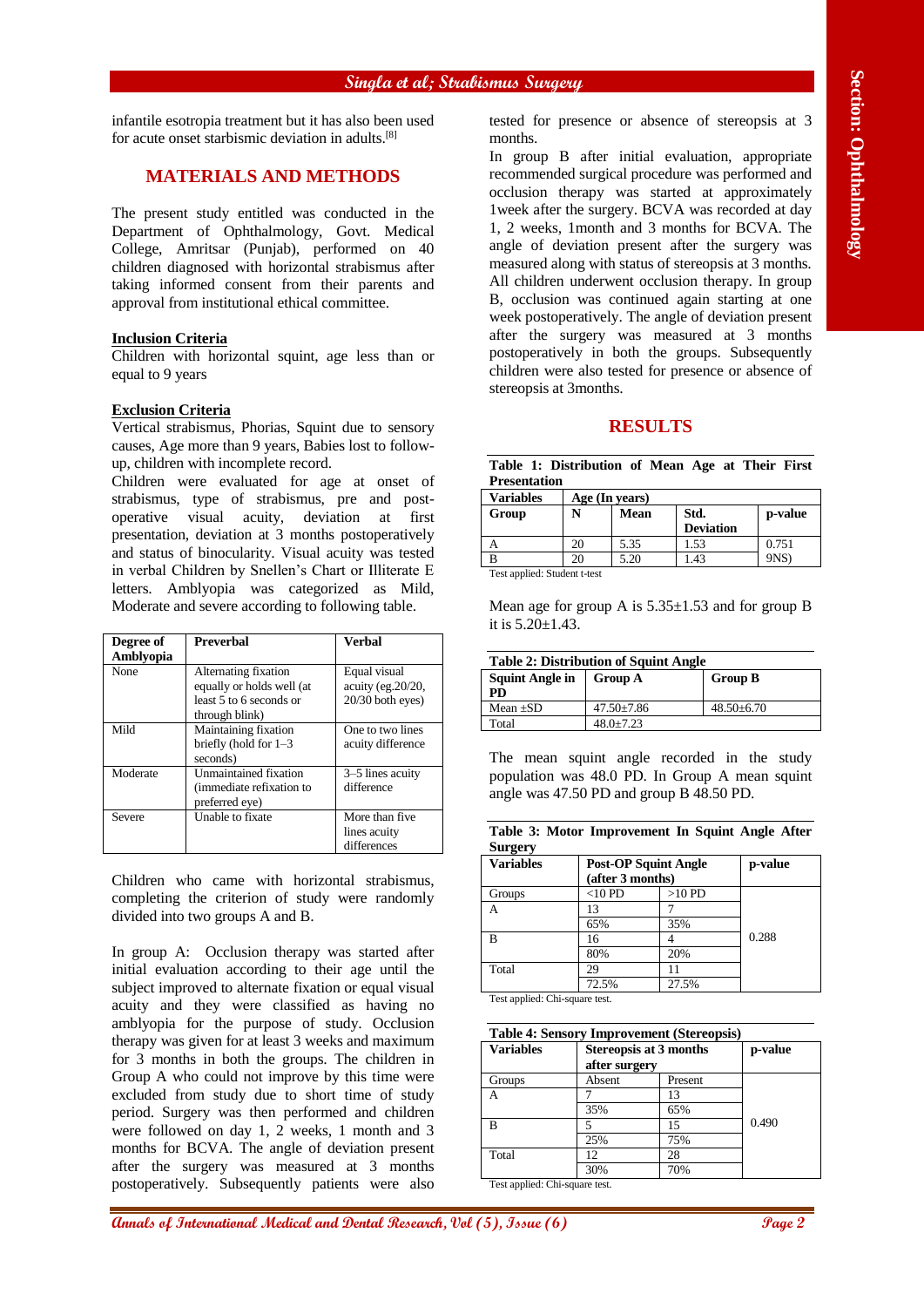infantile esotropia treatment but it has also been used for acute onset starbismic deviation in adults.[8]

## MATERIALS AND METHODS

The present study entitled was conducted in the Department of Ophthalmology, Govt. Medical College, Amritsar (Punjab), performed on 40 children diagnosed with horizontal strabismus after taking informed consent from their parents and approval from institutional ethical committee.

**Inclusion Criteria**

Children with horizontal squint, age less than or equal to 9 years

**Exclusion Criteria**

Vertical strabismus, Phorias, Squint due to sensory causes, Age more than 9 years, Babies lost to follow-up, children with incomplete record.

Children were evaluated for age at onset of strabismus, type of strabismus, pre and post-operative visual acuity, deviation at first presentation, deviation at 3 months postoperatively and status of binocularity. Visual acuity was tested in verbal Children by Snellen's Chart or Illiterate E letters. Amblyopia was categorized as Mild, Moderate and severe according to following table.

| Degree of Amblyopia | Preverbal | Verbal |
|---|---|---|
| None | Alternating fixation equally or holds well (at least 5 to 6 seconds or through blink) | Equal visual acuity (eg.20/20, 20/30 both eyes) |
| Mild | Maintaining fixation briefly (hold for 1–3 seconds) | One to two lines acuity difference |
| Moderate | Unmaintained fixation (immediate refixation to preferred eye) | 3–5 lines acuity difference |
| Severe | Unable to fixate | More than five lines acuity differences |

Children who came with horizontal strabismus, completing the criterion of study were randomly divided into two groups A and B.

In group A: Occlusion therapy was started after initial evaluation according to their age until the subject improved to alternate fixation or equal visual acuity and they were classified as having no amblyopia for the purpose of study. Occlusion therapy was given for at least 3 weeks and maximum for 3 months in both the groups. The children in Group A who could not improve by this time were excluded from study due to short time of study period. Surgery was then performed and children were followed on day 1, 2 weeks, 1 month and 3 months for BCVA. The angle of deviation present after the surgery was measured at 3 months postoperatively. Subsequently patients were also tested for presence or absence of stereopsis at 3 months.

In group B after initial evaluation, appropriate recommended surgical procedure was performed and occlusion therapy was started at approximately 1week after the surgery. BCVA was recorded at day 1, 2 weeks, 1month and 3 months for BCVA. The angle of deviation present after the surgery was measured along with status of stereopsis at 3 months. All children underwent occlusion therapy. In group B, occlusion was continued again starting at one week postoperatively. The angle of deviation present after the surgery was measured at 3 months postoperatively in both the groups. Subsequently children were also tested for presence or absence of stereopsis at 3months.

## RESULTS

**Table 1: Distribution of Mean Age at Their First Presentation**

| Variables | Age (In years) | | | |
|---|---|---|---|---|
| Group | N | Mean | Std. Deviation | p-value |
| A | 20 | 5.35 | 1.53 | 0.751 |
| B | 20 | 5.20 | 1.43 | 9NS) |

Test applied: Student t-test

Mean age for group A is 5.35±1.53 and for group B it is 5.20±1.43.

**Table 2: Distribution of Squint Angle**

| Squint Angle in PD | Group A | Group B |
|---|---|---|
| Mean ±SD | 47.50±7.86 | 48.50±6.70 |
| Total | 48.0±7.23 | |

The mean squint angle recorded in the study population was 48.0 PD. In Group A mean squint angle was 47.50 PD and group B 48.50 PD.

**Table 3: Motor Improvement In Squint Angle After Surgery**

| Variables | Post-OP Squint Angle (after 3 months) | | p-value |
|---|---|---|---|
| Groups | <10 PD | >10 PD | |
| A | 13 | 7 | |
| | 65% | 35% | |
| B | 16 | 4 | 0.288 |
| | 80% | 20% | |
| Total | 29 | 11 | |
| | 72.5% | 27.5% | |

Test applied: Chi-square test.

**Table 4: Sensory Improvement (Stereopsis)**

| Variables | Stereopsis at 3 months after surgery | | p-value |
|---|---|---|---|
| Groups | Absent | Present | |
| A | 7 | 13 | |
| | 35% | 65% | |
| B | 5 | 15 | 0.490 |
| | 25% | 75% | |
| Total | 12 | 28 | |
| | 30% | 70% | |

Test applied: Chi-square test.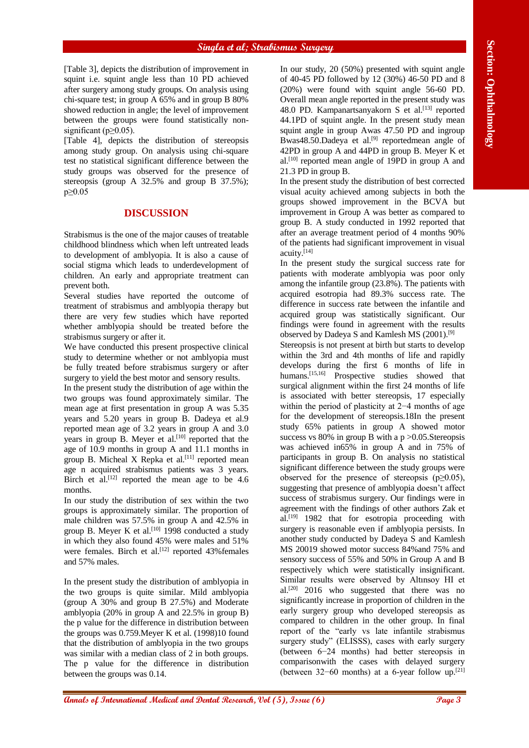[Table 3], depicts the distribution of improvement in squint i.e. squint angle less than 10 PD achieved after surgery among study groups. On analysis using chi-square test; in group A 65% and in group B 80% showed reduction in angle; the level of improvement between the groups were found statistically non-significant ($p \geq 0.05$).

[Table 4], depicts the distribution of stereopsis among study group. On analysis using chi-square test no statistical significant difference between the study groups was observed for the presence of stereopsis (group A 32.5% and group B 37.5%); $p \geq 0.05$

## DISCUSSION

Strabismus is the one of the major causes of treatable childhood blindness which when left untreated leads to development of amblyopia. It is also a cause of social stigma which leads to underdevelopment of children. An early and appropriate treatment can prevent both.

Several studies have reported the outcome of treatment of strabismus and amblyopia therapy but there are very few studies which have reported whether amblyopia should be treated before the strabismus surgery or after it.

We have conducted this present prospective clinical study to determine whether or not amblyopia must be fully treated before strabismus surgery or after surgery to yield the best motor and sensory results.

In the present study the distribution of age within the two groups was found approximately similar. The mean age at first presentation in group A was 5.35 years and 5.20 years in group B. Dadeya et al.9 reported mean age of 3.2 years in group A and 3.0 years in group B. Meyer et al.[10] reported that the age of 10.9 months in group A and 11.1 months in group B. Micheal X Repka et al.[11] reported mean age n acquired strabismus patients was 3 years. Birch et al.[12] reported the mean age to be 4.6 months.

In our study the distribution of sex within the two groups is approximately similar. The proportion of male children was 57.5% in group A and 42.5% in group B. Meyer K et al.[10] 1998 conducted a study in which they also found 45% were males and 51% were females. Birch et al.[12] reported 43%females and 57% males.

In the present study the distribution of amblyopia in the two groups is quite similar. Mild amblyopia (group A 30% and group B 27.5%) and Moderate amblyopia (20% in group A and 22.5% in group B) the p value for the difference in distribution between the groups was 0.759.Meyer K et al. (1998)10 found that the distribution of amblyopia in the two groups was similar with a median class of 2 in both groups. The p value for the difference in distribution between the groups was 0.14.

In our study, 20 (50%) presented with squint angle of 40-45 PD followed by 12 (30%) 46-50 PD and 8 (20%) were found with squint angle 56-60 PD. Overall mean angle reported in the present study was 48.0 PD. Kampanartsanyakorn S et al.[13] reported 44.1PD of squint angle. In the present study mean squint angle in group Awas 47.50 PD and ingroup Bwas48.50.Dadeya et al.[9] reportedmean angle of 42PD in group A and 44PD in group B. Meyer K et al.[10] reported mean angle of 19PD in group A and 21.3 PD in group B.

In the present study the distribution of best corrected visual acuity achieved among subjects in both the groups showed improvement in the BCVA but improvement in Group A was better as compared to group B. A study conducted in 1992 reported that after an average treatment period of 4 months 90% of the patients had significant improvement in visual acuity.[14]

In the present study the surgical success rate for patients with moderate amblyopia was poor only among the infantile group (23.8%). The patients with acquired esotropia had 89.3% success rate. The difference in success rate between the infantile and acquired group was statistically significant. Our findings were found in agreement with the results observed by Dadeya S and Kamlesh MS (2001).[9]

Stereopsis is not present at birth but starts to develop within the 3rd and 4th months of life and rapidly develops during the first 6 months of life in humans.[15,16] Prospective studies showed that surgical alignment within the first 24 months of life is associated with better stereopsis, 17 especially within the period of plasticity at 2−4 months of age for the development of stereopsis.18In the present study 65% patients in group A showed motor success vs 80% in group B with a $p > 0.05$.Stereopsis was achieved in65% in group A and in 75% of participants in group B. On analysis no statistical significant difference between the study groups were observed for the presence of stereopsis ($p \geq 0.05$), suggesting that presence of amblyopia doesn't affect success of strabismus surgery. Our findings were in agreement with the findings of other authors Zak et al.[19] 1982 that for esotropia proceeding with surgery is reasonable even if amblyopia persists. In another study conducted by Dadeya S and Kamlesh MS 20019 showed motor success 84%and 75% and sensory success of 55% and 50% in Group A and B respectively which were statistically insignificant. Similar results were observed by Altınsoy HI et al.[20] 2016 who suggested that there was no significantly increase in proportion of children in the early surgery group who developed stereopsis as compared to children in the other group. In final report of the "early vs late infantile strabismus surgery study" (ELISSS), cases with early surgery (between 6−24 months) had better stereopsis in comparisonwith the cases with delayed surgery (between 32−60 months) at a 6-year follow up.[21]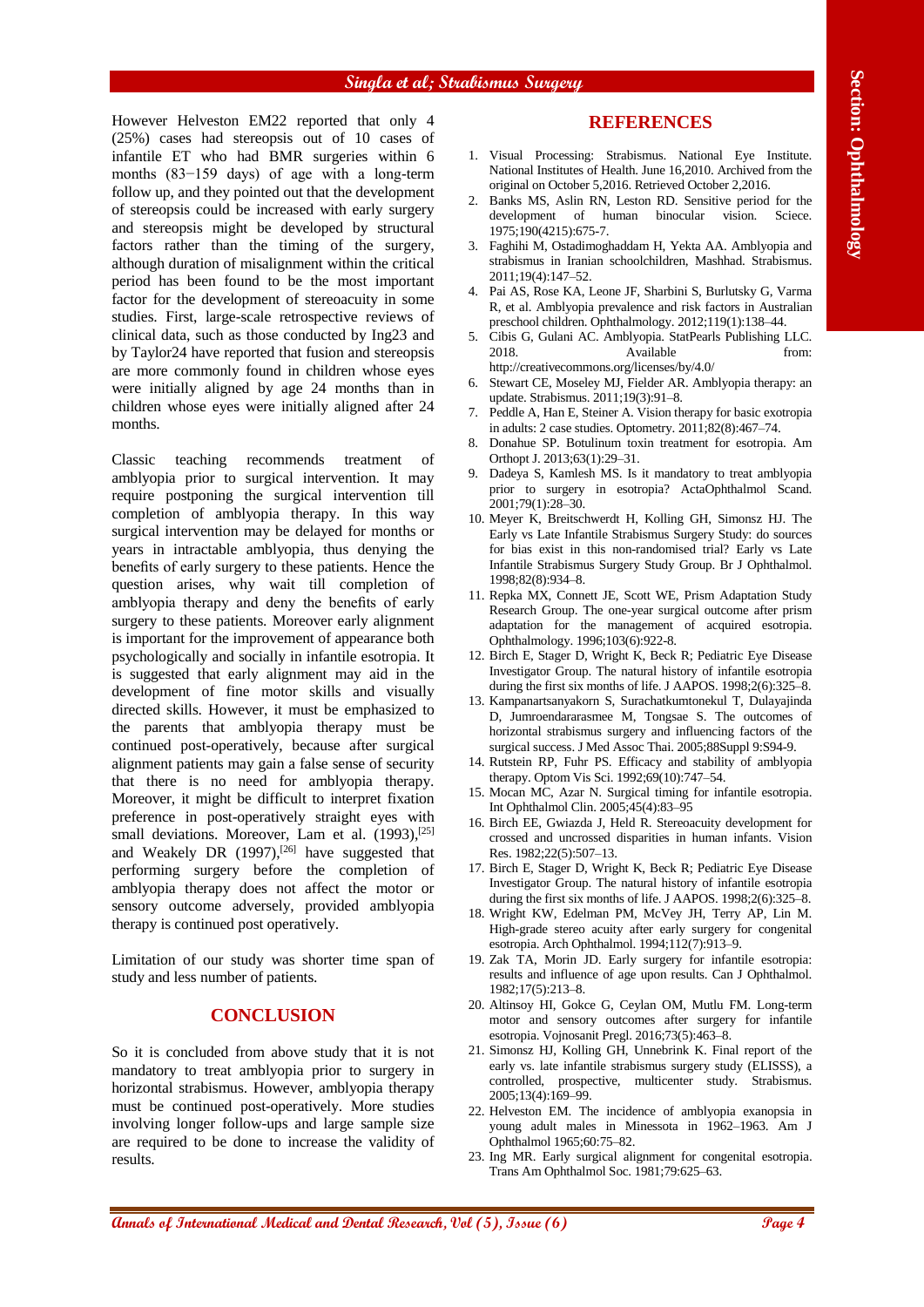However Helveston EM22 reported that only 4 (25%) cases had stereopsis out of 10 cases of infantile ET who had BMR surgeries within 6 months (83−159 days) of age with a long-term follow up, and they pointed out that the development of stereopsis could be increased with early surgery and stereopsis might be developed by structural factors rather than the timing of the surgery, although duration of misalignment within the critical period has been found to be the most important factor for the development of stereoacuity in some studies. First, large-scale retrospective reviews of clinical data, such as those conducted by Ing23 and by Taylor24 have reported that fusion and stereopsis are more commonly found in children whose eyes were initially aligned by age 24 months than in children whose eyes were initially aligned after 24 months.

Classic teaching recommends treatment of amblyopia prior to surgical intervention. It may require postponing the surgical intervention till completion of amblyopia therapy. In this way surgical intervention may be delayed for months or years in intractable amblyopia, thus denying the benefits of early surgery to these patients. Hence the question arises, why wait till completion of amblyopia therapy and deny the benefits of early surgery to these patients. Moreover early alignment is important for the improvement of appearance both psychologically and socially in infantile esotropia. It is suggested that early alignment may aid in the development of fine motor skills and visually directed skills. However, it must be emphasized to the parents that amblyopia therapy must be continued post-operatively, because after surgical alignment patients may gain a false sense of security that there is no need for amblyopia therapy. Moreover, it might be difficult to interpret fixation preference in post-operatively straight eyes with small deviations. Moreover, Lam et al. (1993),[25] and Weakely DR (1997),[26] have suggested that performing surgery before the completion of amblyopia therapy does not affect the motor or sensory outcome adversely, provided amblyopia therapy is continued post operatively.

Limitation of our study was shorter time span of study and less number of patients.

## CONCLUSION

So it is concluded from above study that it is not mandatory to treat amblyopia prior to surgery in horizontal strabismus. However, amblyopia therapy must be continued post-operatively. More studies involving longer follow-ups and large sample size are required to be done to increase the validity of results.

## REFERENCES

1. Visual Processing: Strabismus. National Eye Institute. National Institutes of Health. June 16,2010. Archived from the original on October 5,2016. Retrieved October 2,2016.
2. Banks MS, Aslin RN, Leston RD. Sensitive period for the development of human binocular vision. Sciece. 1975;190(4215):675-7.
3. Faghihi M, Ostadimoghaddam H, Yekta AA. Amblyopia and strabismus in Iranian schoolchildren, Mashhad. Strabismus. 2011;19(4):147–52.
4. Pai AS, Rose KA, Leone JF, Sharbini S, Burlutsky G, Varma R, et al. Amblyopia prevalence and risk factors in Australian preschool children. Ophthalmology. 2012;119(1):138–44.
5. Cibis G, Gulani AC. Amblyopia. StatPearls Publishing LLC. 2018. Available from: http://creativecommons.org/licenses/by/4.0/
6. Stewart CE, Moseley MJ, Fielder AR. Amblyopia therapy: an update. Strabismus. 2011;19(3):91–8.
7. Peddle A, Han E, Steiner A. Vision therapy for basic exotropia in adults: 2 case studies. Optometry. 2011;82(8):467–74.
8. Donahue SP. Botulinum toxin treatment for esotropia. Am Orthopt J. 2013;63(1):29–31.
9. Dadeya S, Kamlesh MS. Is it mandatory to treat amblyopia prior to surgery in esotropia? ActaOphthalmol Scand. 2001;79(1):28–30.
10. Meyer K, Breitschwerdt H, Kolling GH, Simonsz HJ. The Early vs Late Infantile Strabismus Surgery Study: do sources for bias exist in this non-randomised trial? Early vs Late Infantile Strabismus Surgery Study Group. Br J Ophthalmol. 1998;82(8):934–8.
11. Repka MX, Connett JE, Scott WE, Prism Adaptation Study Research Group. The one-year surgical outcome after prism adaptation for the management of acquired esotropia. Ophthalmology. 1996;103(6):922-8.
12. Birch E, Stager D, Wright K, Beck R; Pediatric Eye Disease Investigator Group. The natural history of infantile esotropia during the first six months of life. J AAPOS. 1998;2(6):325–8.
13. Kampanartsanyakorn S, Surachatkumtonekul T, Dulayajinda D, Jumroendararasmee M, Tongsae S. The outcomes of horizontal strabismus surgery and influencing factors of the surgical success. J Med Assoc Thai. 2005;88Suppl 9:S94-9.
14. Rutstein RP, Fuhr PS. Efficacy and stability of amblyopia therapy. Optom Vis Sci. 1992;69(10):747–54.
15. Mocan MC, Azar N. Surgical timing for infantile esotropia. Int Ophthalmol Clin. 2005;45(4):83–95
16. Birch EE, Gwiazda J, Held R. Stereoacuity development for crossed and uncrossed disparities in human infants. Vision Res. 1982;22(5):507–13.
17. Birch E, Stager D, Wright K, Beck R; Pediatric Eye Disease Investigator Group. The natural history of infantile esotropia during the first six months of life. J AAPOS. 1998;2(6):325–8.
18. Wright KW, Edelman PM, McVey JH, Terry AP, Lin M. High-grade stereo acuity after early surgery for congenital esotropia. Arch Ophthalmol. 1994;112(7):913–9.
19. Zak TA, Morin JD. Early surgery for infantile esotropia: results and influence of age upon results. Can J Ophthalmol. 1982;17(5):213–8.
20. Altinsoy HI, Gokce G, Ceylan OM, Mutlu FM. Long-term motor and sensory outcomes after surgery for infantile esotropia. Vojnosanit Pregl. 2016;73(5):463–8.
21. Simonsz HJ, Kolling GH, Unnebrink K. Final report of the early vs. late infantile strabismus surgery study (ELISSS), a controlled, prospective, multicenter study. Strabismus. 2005;13(4):169–99.
22. Helveston EM. The incidence of amblyopia exanopsia in young adult males in Minessota in 1962–1963. Am J Ophthalmol 1965;60:75–82.
23. Ing MR. Early surgical alignment for congenital esotropia. Trans Am Ophthalmol Soc. 1981;79:625–63.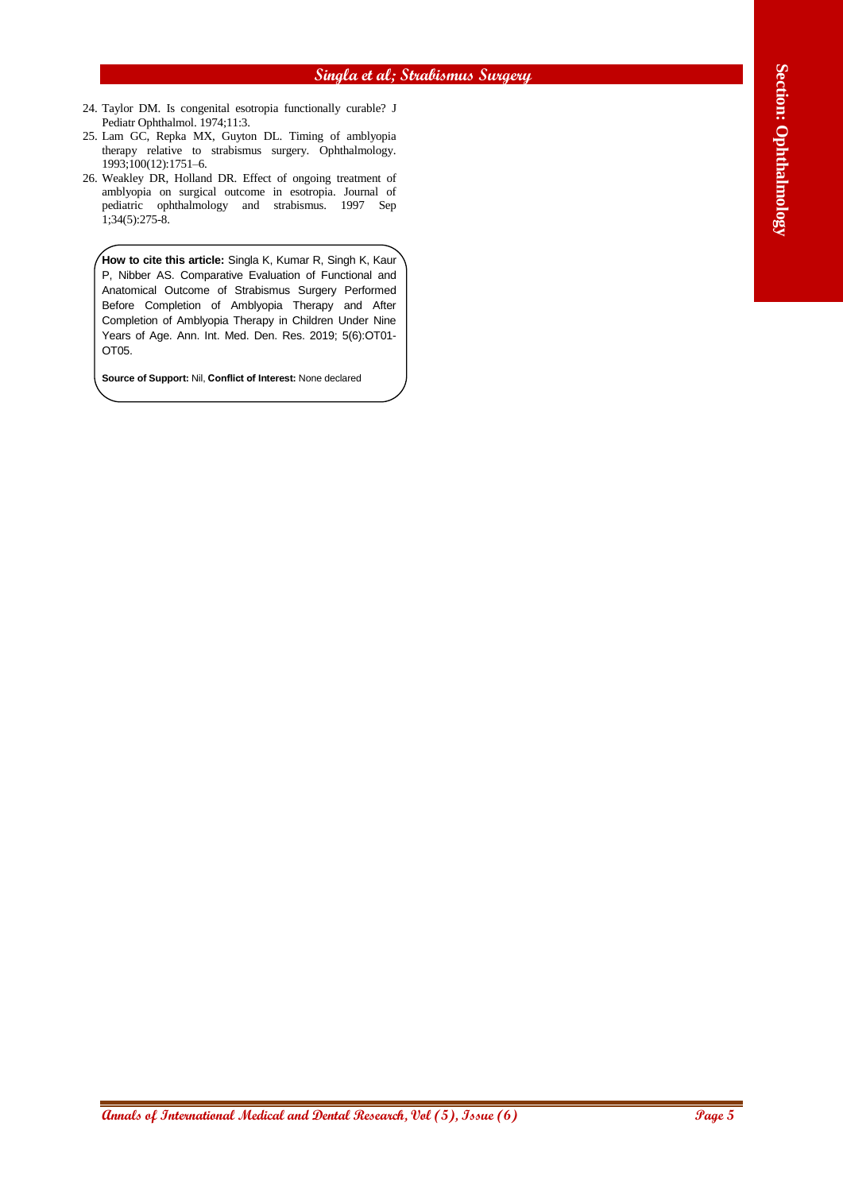24. Taylor DM. Is congenital esotropia functionally curable? J Pediatr Ophthalmol. 1974;11:3.
25. Lam GC, Repka MX, Guyton DL. Timing of amblyopia therapy relative to strabismus surgery. Ophthalmology. 1993;100(12):1751–6.
26. Weakley DR, Holland DR. Effect of ongoing treatment of amblyopia on surgical outcome in esotropia. Journal of pediatric ophthalmology and strabismus. 1997 Sep 1;34(5):275-8.

**How to cite this article:** Singla K, Kumar R, Singh K, Kaur P, Nibber AS. Comparative Evaluation of Functional and Anatomical Outcome of Strabismus Surgery Performed Before Completion of Amblyopia Therapy and After Completion of Amblyopia Therapy in Children Under Nine Years of Age. Ann. Int. Med. Den. Res. 2019; 5(6):OT01-OT05.

**Source of Support:** Nil, **Conflict of Interest:** None declared